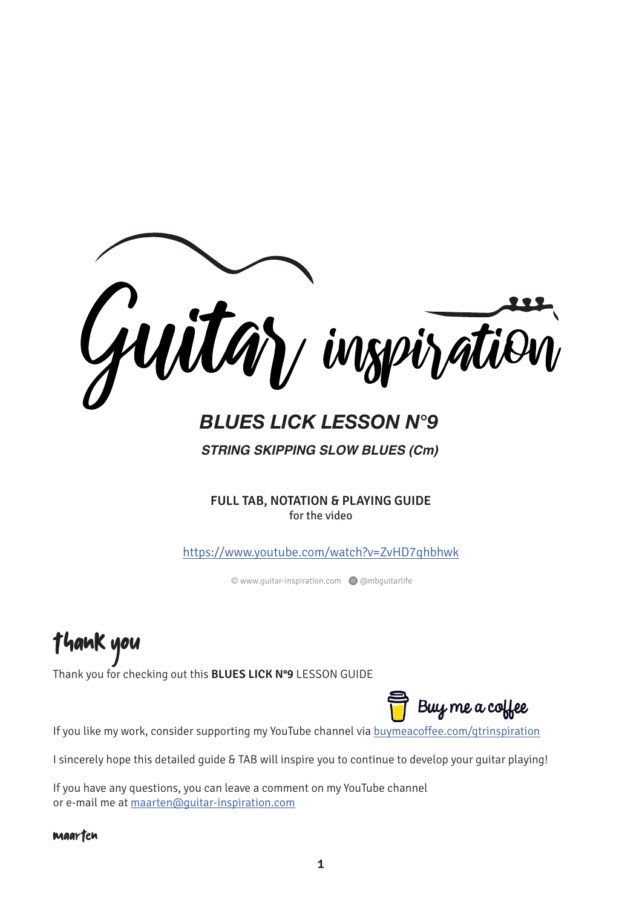# Guitar inspiration

## BLUES LICK LESSON N°9

### STRING SKIPPING SLOW BLUES (Cm)

**FULL TAB, NOTATION & PLAYING GUIDE**
for the video

https://www.youtube.com/watch?v=ZvHD7qhbhwk

© www.guitar-inspiration.com @mbguitarlife

## thank you

Thank you for checking out this **BLUES LICK N°9** LESSON GUIDE

Buy me a coffee

If you like my work, consider supporting my YouTube channel via buymeacoffee.com/gtrinspiration

I sincerely hope this detailed guide & TAB will inspire you to continue to develop your guitar playing!

If you have any questions, you can leave a comment on my YouTube channel
or e-mail me at maarten@guitar-inspiration.com

maarten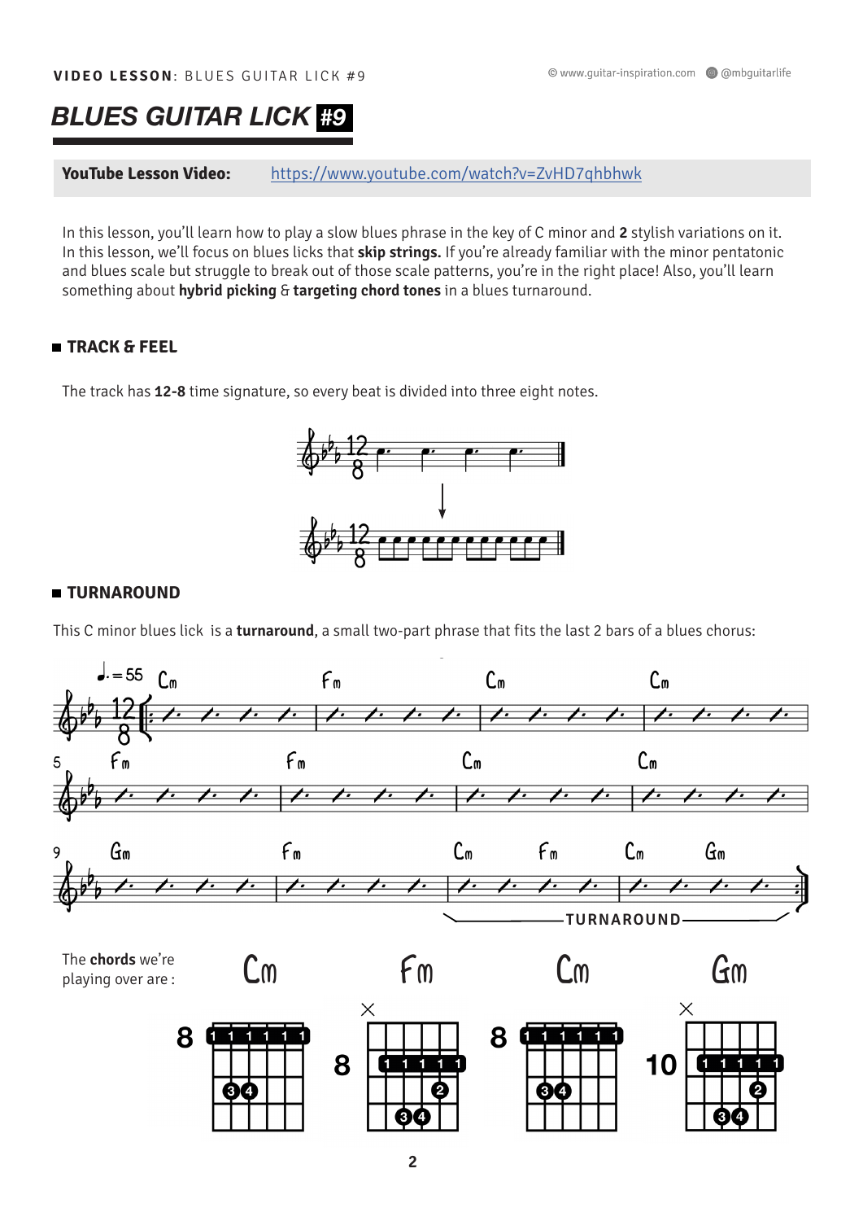# BLUES GUITAR LICK #9

**YouTube Lesson Video:** https://www.youtube.com/watch?v=ZvHD7qhbhwk

In this lesson, you'll learn how to play a slow blues phrase in the key of C minor and **2** stylish variations on it. In this lesson, we'll focus on blues licks that **skip strings.** If you're already familiar with the minor pentatonic and blues scale but struggle to break out of those scale patterns, you're in the right place! Also, you'll learn something about **hybrid picking** & **targeting chord tones** in a blues turnaround.

## TRACK & FEEL

The track has **12-8** time signature, so every beat is divided into three eight notes.

## TURNAROUND

This C minor blues lick is a **turnaround**, a small two-part phrase that fits the last 2 bars of a blues chorus:

The **chords** we're playing over are :

Cm — Fm — Cm — Gm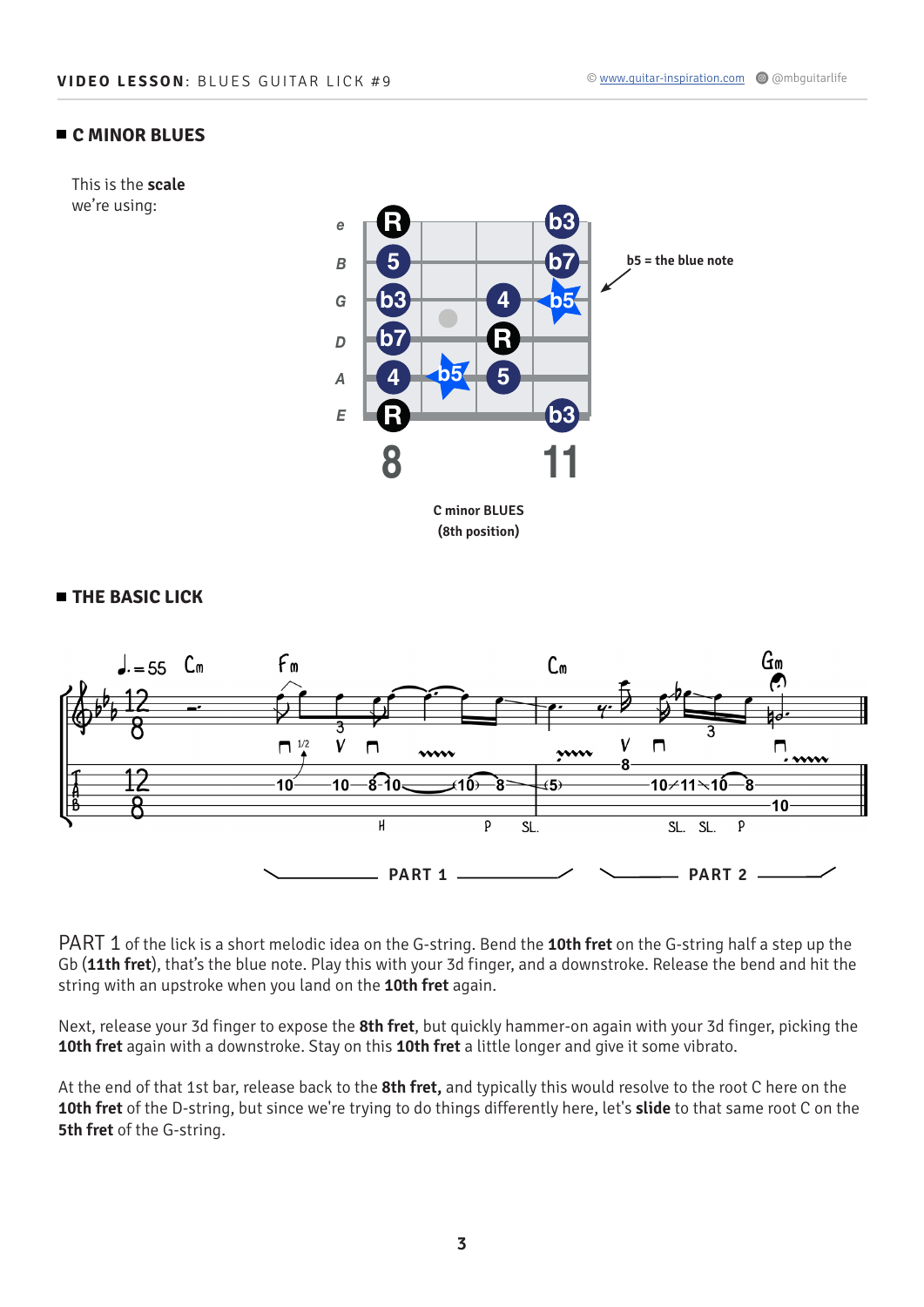## C MINOR BLUES

This is the **scale** we're using:

b5 = the blue note

C minor BLUES
(8th position)

## THE BASIC LICK

PART 1 — PART 2

PART 1 of the lick is a short melodic idea on the G-string. Bend the **10th fret** on the G-string half a step up the Gb (**11th fret**), that's the blue note. Play this with your 3d finger, and a downstroke. Release the bend and hit the string with an upstroke when you land on the **10th fret** again.

Next, release your 3d finger to expose the **8th fret**, but quickly hammer-on again with your 3d finger, picking the **10th fret** again with a downstroke. Stay on this **10th fret** a little longer and give it some vibrato.

At the end of that 1st bar, release back to the **8th fret,** and typically this would resolve to the root C here on the **10th fret** of the D-string, but since we're trying to do things differently here, let's **slide** to that same root C on the **5th fret** of the G-string.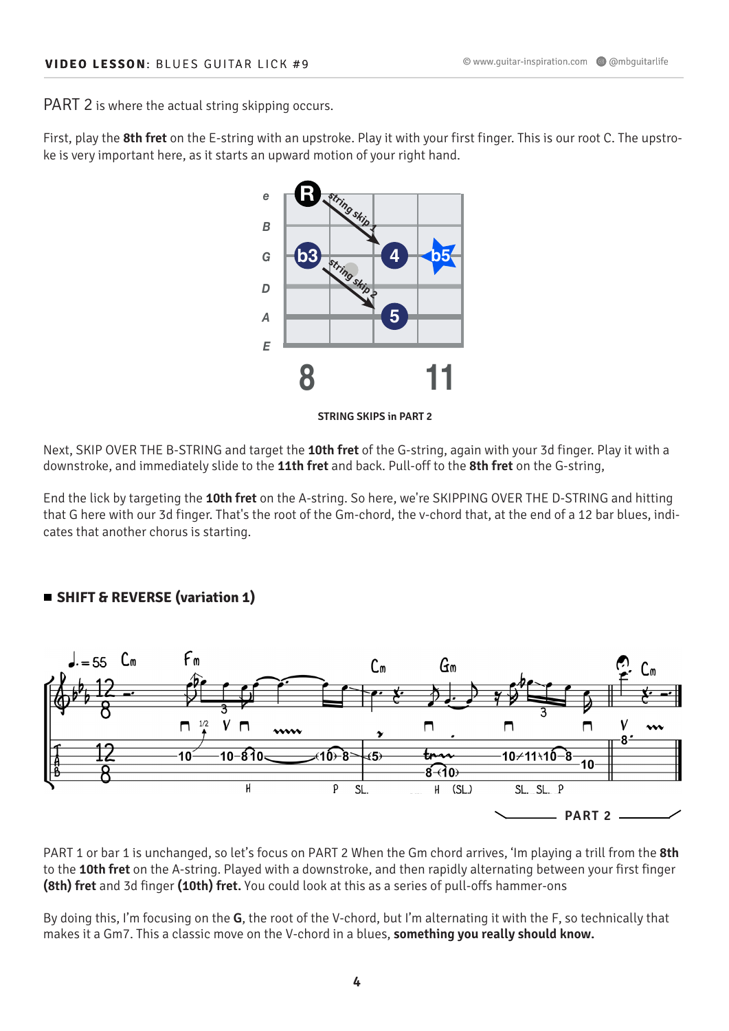PART 2 is where the actual string skipping occurs.

First, play the **8th fret** on the E-string with an upstroke. Play it with your first finger. This is our root C. The upstroke is very important here, as it starts an upward motion of your right hand.

**STRING SKIPS in PART 2**

Next, SKIP OVER THE B-STRING and target the **10th fret** of the G-string, again with your 3d finger. Play it with a downstroke, and immediately slide to the **11th fret** and back. Pull-off to the **8th fret** on the G-string,

End the lick by targeting the **10th fret** on the A-string. So here, we're SKIPPING OVER THE D-STRING and hitting that G here with our 3d finger. That's the root of the Gm-chord, the v-chord that, at the end of a 12 bar blues, indicates that another chorus is starting.

## SHIFT & REVERSE (variation 1)

PART 1 or bar 1 is unchanged, so let's focus on PART 2 When the Gm chord arrives, 'Im playing a trill from the **8th** to the **10th fret** on the A-string. Played with a downstroke, and then rapidly alternating between your first finger **(8th) fret** and 3d finger **(10th) fret.** You could look at this as a series of pull-offs hammer-ons

By doing this, I'm focusing on the **G**, the root of the V-chord, but I'm alternating it with the F, so technically that makes it a Gm7. This a classic move on the V-chord in a blues, **something you really should know.**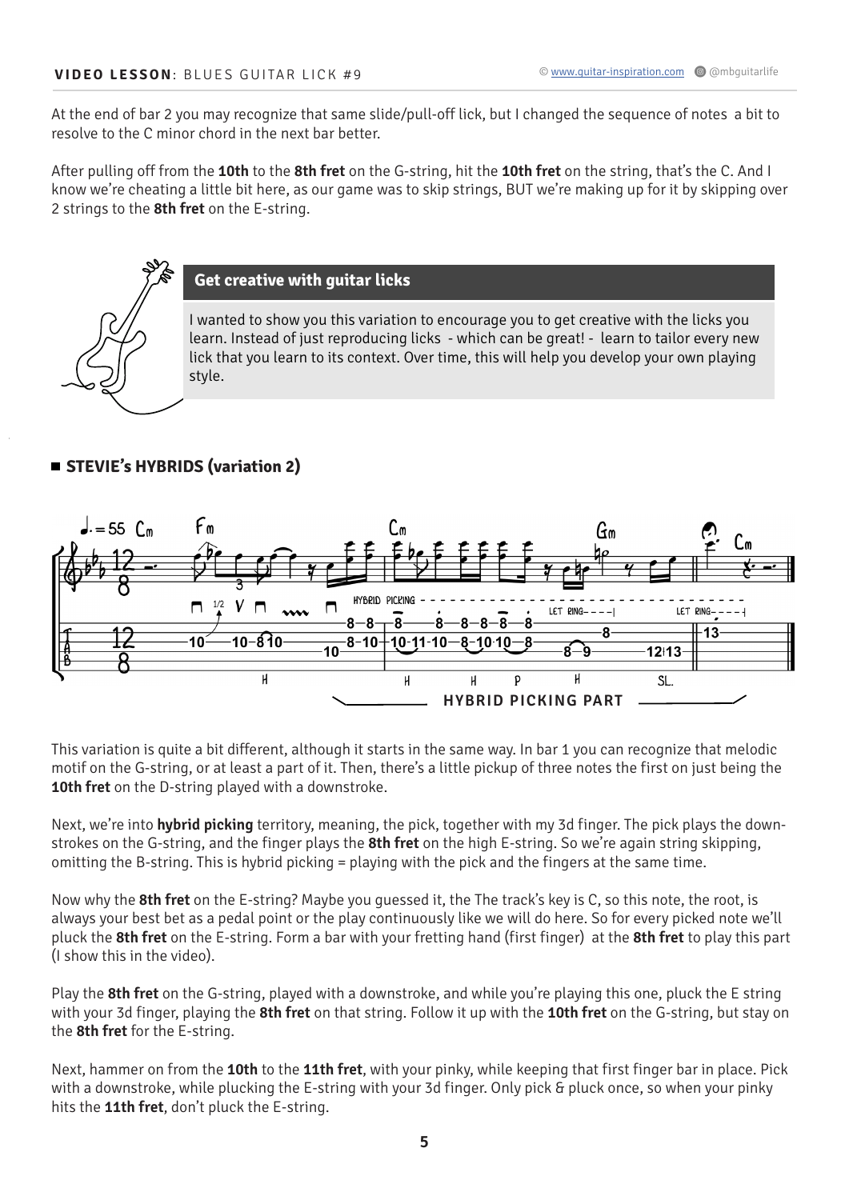At the end of bar 2 you may recognize that same slide/pull-off lick, but I changed the sequence of notes a bit to resolve to the C minor chord in the next bar better.

After pulling off from the **10th** to the **8th fret** on the G-string, hit the **10th fret** on the string, that's the C. And I know we're cheating a little bit here, as our game was to skip strings, BUT we're making up for it by skipping over 2 strings to the **8th fret** on the E-string.

### Get creative with guitar licks

I wanted to show you this variation to encourage you to get creative with the licks you learn. Instead of just reproducing licks - which can be great! - learn to tailor every new lick that you learn to its context. Over time, this will help you develop your own playing style.

## STEVIE's HYBRIDS (variation 2)

This variation is quite a bit different, although it starts in the same way. In bar 1 you can recognize that melodic motif on the G-string, or at least a part of it. Then, there's a little pickup of three notes the first on just being the **10th fret** on the D-string played with a downstroke.

Next, we're into **hybrid picking** territory, meaning, the pick, together with my 3d finger. The pick plays the down-strokes on the G-string, and the finger plays the **8th fret** on the high E-string. So we're again string skipping, omitting the B-string. This is hybrid picking = playing with the pick and the fingers at the same time.

Now why the **8th fret** on the E-string? Maybe you guessed it, the The track's key is C, so this note, the root, is always your best bet as a pedal point or the play continuously like we will do here. So for every picked note we'll pluck the **8th fret** on the E-string. Form a bar with your fretting hand (first finger) at the **8th fret** to play this part (I show this in the video).

Play the **8th fret** on the G-string, played with a downstroke, and while you're playing this one, pluck the E string with your 3d finger, playing the **8th fret** on that string. Follow it up with the **10th fret** on the G-string, but stay on the **8th fret** for the E-string.

Next, hammer on from the **10th** to the **11th fret**, with your pinky, while keeping that first finger bar in place. Pick with a downstroke, while plucking the E-string with your 3d finger. Only pick & pluck once, so when your pinky hits the **11th fret**, don't pluck the E-string.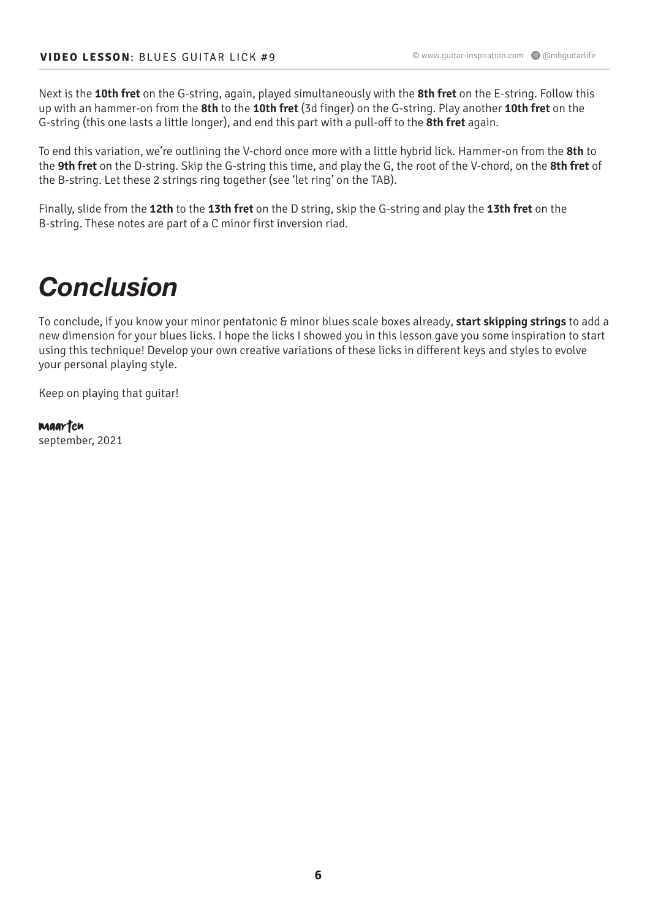Next is the **10th fret** on the G-string, again, played simultaneously with the **8th fret** on the E-string. Follow this up with an hammer-on from the **8th** to the **10th fret** (3d finger) on the G-string. Play another **10th fret** on the G-string (this one lasts a little longer), and end this part with a pull-off to the **8th fret** again.

To end this variation, we're outlining the V-chord once more with a little hybrid lick. Hammer-on from the **8th** to the **9th fret** on the D-string. Skip the G-string this time, and play the G, the root of the V-chord, on the **8th fret** of the B-string. Let these 2 strings ring together (see 'let ring' on the TAB).

Finally, slide from the **12th** to the **13th fret** on the D string, skip the G-string and play the **13th fret** on the B-string. These notes are part of a C minor first inversion riad.

# *Conclusion*

To conclude, if you know your minor pentatonic & minor blues scale boxes already, **start skipping strings** to add a new dimension for your blues licks. I hope the licks I showed you in this lesson gave you some inspiration to start using this technique! Develop your own creative variations of these licks in different keys and styles to evolve your personal playing style.

Keep on playing that guitar!

maarten
september, 2021